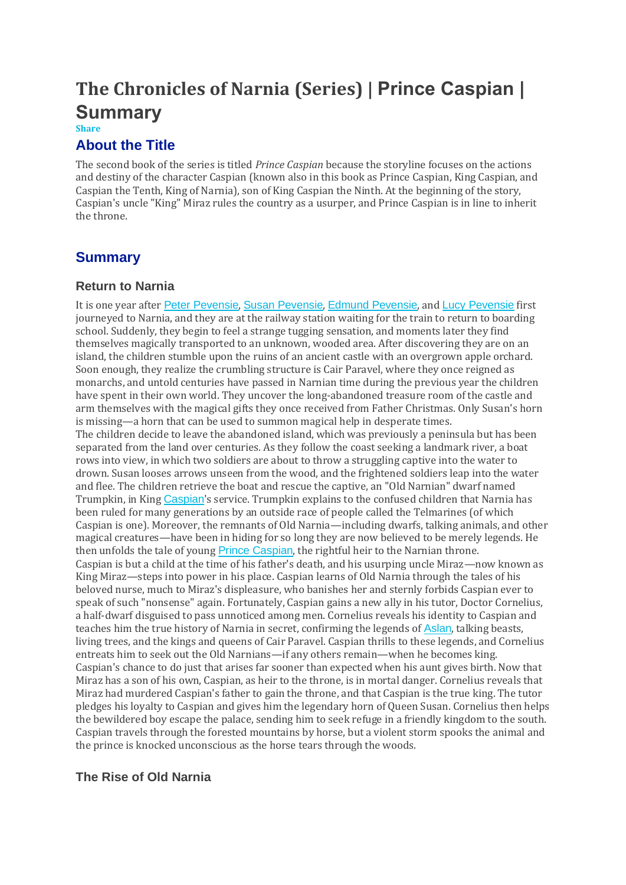# The Chronicles of Narnia (Series) | Prince Caspian | Summary

Share

## About the Title

The second book of the series is titled *Prince Caspian* because the storyline focuses on the actions and destiny of the character Caspian (known also in this book as Prince Caspian, King Caspian, and Caspian the Tenth, King of Narnia), son of King Caspian the Ninth. At the beginning of the story, Caspian's uncle "King" Miraz rules the country as a usurper, and Prince Caspian is in line to inherit the throne.

## Summary

### Return to Narnia

It is one year after Peter Pevensie, Susan Pevensie, Edmund Pevensie, and Lucy Pevensie first journeyed to Narnia, and they are at the railway station waiting for the train to return to boarding school. Suddenly, they begin to feel a strange tugging sensation, and moments later they find themselves magically transported to an unknown, wooded area. After discovering they are on an island, the children stumble upon the ruins of an ancient castle with an overgrown apple orchard. Soon enough, they realize the crumbling structure is Cair Paravel, where they once reigned as monarchs, and untold centuries have passed in Narnian time during the previous year the children have spent in their own world. They uncover the long-abandoned treasure room of the castle and arm themselves with the magical gifts they once received from Father Christmas. Only Susan's horn is missing—a horn that can be used to summon magical help in desperate times.

The children decide to leave the abandoned island, which was previously a peninsula but has been separated from the land over centuries. As they follow the coast seeking a landmark river, a boat rows into view, in which two soldiers are about to throw a struggling captive into the water to drown. Susan looses arrows unseen from the wood, and the frightened soldiers leap into the water and flee. The children retrieve the boat and rescue the captive, an "Old Narnian" dwarf named Trumpkin, in King Caspian's service. Trumpkin explains to the confused children that Narnia has been ruled for many generations by an outside race of people called the Telmarines (of which Caspian is one). Moreover, the remnants of Old Narnia—including dwarfs, talking animals, and other magical creatures—have been in hiding for so long they are now believed to be merely legends. He then unfolds the tale of young Prince Caspian, the rightful heir to the Narnian throne.

Caspian is but a child at the time of his father's death, and his usurping uncle Miraz—now known as King Miraz—steps into power in his place. Caspian learns of Old Narnia through the tales of his beloved nurse, much to Miraz's displeasure, who banishes her and sternly forbids Caspian ever to speak of such "nonsense" again. Fortunately, Caspian gains a new ally in his tutor, Doctor Cornelius, a half-dwarf disguised to pass unnoticed among men. Cornelius reveals his identity to Caspian and teaches him the true history of Narnia in secret, confirming the legends of Aslan, talking beasts, living trees, and the kings and queens of Cair Paravel. Caspian thrills to these legends, and Cornelius entreats him to seek out the Old Narnians—if any others remain—when he becomes king.

Caspian's chance to do just that arises far sooner than expected when his aunt gives birth. Now that Miraz has a son of his own, Caspian, as heir to the throne, is in mortal danger. Cornelius reveals that Miraz had murdered Caspian's father to gain the throne, and that Caspian is the true king. The tutor pledges his loyalty to Caspian and gives him the legendary horn of Queen Susan. Cornelius then helps the bewildered boy escape the palace, sending him to seek refuge in a friendly kingdom to the south. Caspian travels through the forested mountains by horse, but a violent storm spooks the animal and the prince is knocked unconscious as the horse tears through the woods.

### The Rise of Old Narnia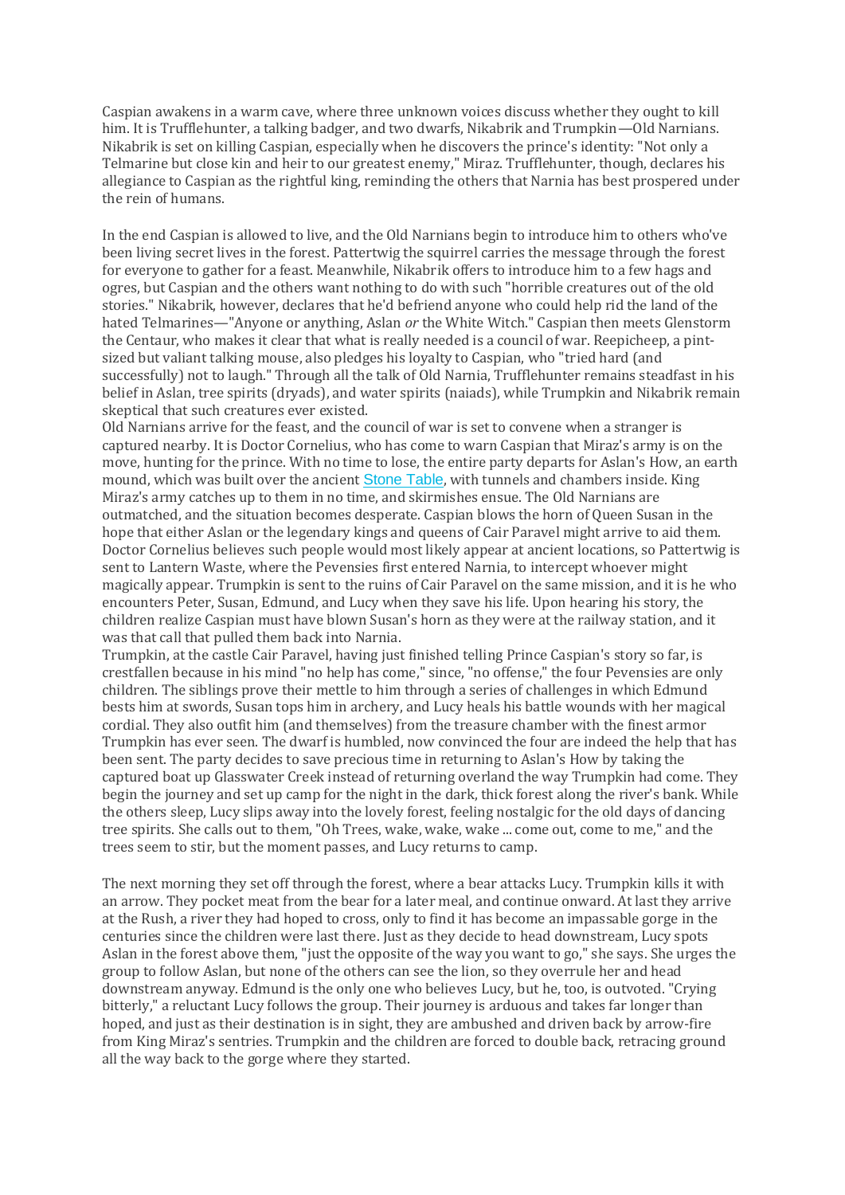Caspian awakens in a warm cave, where three unknown voices discuss whether they ought to kill him. It is Trufflehunter, a talking badger, and two dwarfs, Nikabrik and Trumpkin—Old Narnians. Nikabrik is set on killing Caspian, especially when he discovers the prince's identity: "Not only a Telmarine but close kin and heir to our greatest enemy," Miraz. Trufflehunter, though, declares his allegiance to Caspian as the rightful king, reminding the others that Narnia has best prospered under the rein of humans.

In the end Caspian is allowed to live, and the Old Narnians begin to introduce him to others who've been living secret lives in the forest. Pattertwig the squirrel carries the message through the forest for everyone to gather for a feast. Meanwhile, Nikabrik offers to introduce him to a few hags and ogres, but Caspian and the others want nothing to do with such "horrible creatures out of the old stories." Nikabrik, however, declares that he'd befriend anyone who could help rid the land of the hated Telmarines—"Anyone or anything, Aslan *or* the White Witch." Caspian then meets Glenstorm the Centaur, who makes it clear that what is really needed is a council of war. Reepicheep, a pint-sized but valiant talking mouse, also pledges his loyalty to Caspian, who "tried hard (and successfully) not to laugh." Through all the talk of Old Narnia, Trufflehunter remains steadfast in his belief in Aslan, tree spirits (dryads), and water spirits (naiads), while Trumpkin and Nikabrik remain skeptical that such creatures ever existed.

Old Narnians arrive for the feast, and the council of war is set to convene when a stranger is captured nearby. It is Doctor Cornelius, who has come to warn Caspian that Miraz's army is on the move, hunting for the prince. With no time to lose, the entire party departs for Aslan's How, an earth mound, which was built over the ancient Stone Table, with tunnels and chambers inside. King Miraz's army catches up to them in no time, and skirmishes ensue. The Old Narnians are outmatched, and the situation becomes desperate. Caspian blows the horn of Queen Susan in the hope that either Aslan or the legendary kings and queens of Cair Paravel might arrive to aid them. Doctor Cornelius believes such people would most likely appear at ancient locations, so Pattertwig is sent to Lantern Waste, where the Pevensies first entered Narnia, to intercept whoever might magically appear. Trumpkin is sent to the ruins of Cair Paravel on the same mission, and it is he who encounters Peter, Susan, Edmund, and Lucy when they save his life. Upon hearing his story, the children realize Caspian must have blown Susan's horn as they were at the railway station, and it was that call that pulled them back into Narnia.

Trumpkin, at the castle Cair Paravel, having just finished telling Prince Caspian's story so far, is crestfallen because in his mind "no help has come," since, "no offense," the four Pevensies are only children. The siblings prove their mettle to him through a series of challenges in which Edmund bests him at swords, Susan tops him in archery, and Lucy heals his battle wounds with her magical cordial. They also outfit him (and themselves) from the treasure chamber with the finest armor Trumpkin has ever seen. The dwarf is humbled, now convinced the four are indeed the help that has been sent. The party decides to save precious time in returning to Aslan's How by taking the captured boat up Glasswater Creek instead of returning overland the way Trumpkin had come. They begin the journey and set up camp for the night in the dark, thick forest along the river's bank. While the others sleep, Lucy slips away into the lovely forest, feeling nostalgic for the old days of dancing tree spirits. She calls out to them, "Oh Trees, wake, wake, wake ... come out, come to me," and the trees seem to stir, but the moment passes, and Lucy returns to camp.

The next morning they set off through the forest, where a bear attacks Lucy. Trumpkin kills it with an arrow. They pocket meat from the bear for a later meal, and continue onward. At last they arrive at the Rush, a river they had hoped to cross, only to find it has become an impassable gorge in the centuries since the children were last there. Just as they decide to head downstream, Lucy spots Aslan in the forest above them, "just the opposite of the way you want to go," she says. She urges the group to follow Aslan, but none of the others can see the lion, so they overrule her and head downstream anyway. Edmund is the only one who believes Lucy, but he, too, is outvoted. "Crying bitterly," a reluctant Lucy follows the group. Their journey is arduous and takes far longer than hoped, and just as their destination is in sight, they are ambushed and driven back by arrow-fire from King Miraz's sentries. Trumpkin and the children are forced to double back, retracing ground all the way back to the gorge where they started.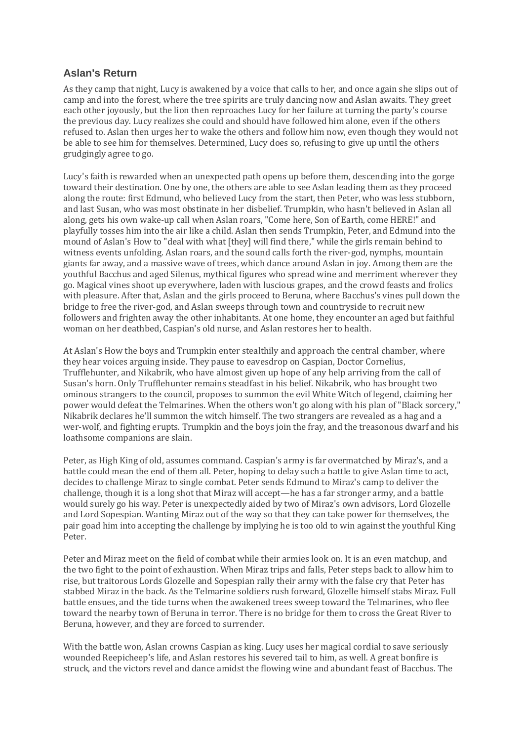## Aslan's Return

As they camp that night, Lucy is awakened by a voice that calls to her, and once again she slips out of camp and into the forest, where the tree spirits are truly dancing now and Aslan awaits. They greet each other joyously, but the lion then reproaches Lucy for her failure at turning the party's course the previous day. Lucy realizes she could and should have followed him alone, even if the others refused to. Aslan then urges her to wake the others and follow him now, even though they would not be able to see him for themselves. Determined, Lucy does so, refusing to give up until the others grudgingly agree to go.

Lucy's faith is rewarded when an unexpected path opens up before them, descending into the gorge toward their destination. One by one, the others are able to see Aslan leading them as they proceed along the route: first Edmund, who believed Lucy from the start, then Peter, who was less stubborn, and last Susan, who was most obstinate in her disbelief. Trumpkin, who hasn't believed in Aslan all along, gets his own wake-up call when Aslan roars, "Come here, Son of Earth, come HERE!" and playfully tosses him into the air like a child. Aslan then sends Trumpkin, Peter, and Edmund into the mound of Aslan's How to "deal with what [they] will find there," while the girls remain behind to witness events unfolding. Aslan roars, and the sound calls forth the river-god, nymphs, mountain giants far away, and a massive wave of trees, which dance around Aslan in joy. Among them are the youthful Bacchus and aged Silenus, mythical figures who spread wine and merriment wherever they go. Magical vines shoot up everywhere, laden with luscious grapes, and the crowd feasts and frolics with pleasure. After that, Aslan and the girls proceed to Beruna, where Bacchus's vines pull down the bridge to free the river-god, and Aslan sweeps through town and countryside to recruit new followers and frighten away the other inhabitants. At one home, they encounter an aged but faithful woman on her deathbed, Caspian's old nurse, and Aslan restores her to health.

At Aslan's How the boys and Trumpkin enter stealthily and approach the central chamber, where they hear voices arguing inside. They pause to eavesdrop on Caspian, Doctor Cornelius, Trufflehunter, and Nikabrik, who have almost given up hope of any help arriving from the call of Susan's horn. Only Trufflehunter remains steadfast in his belief. Nikabrik, who has brought two ominous strangers to the council, proposes to summon the evil White Witch of legend, claiming her power would defeat the Telmarines. When the others won't go along with his plan of "Black sorcery," Nikabrik declares he'll summon the witch himself. The two strangers are revealed as a hag and a wer-wolf, and fighting erupts. Trumpkin and the boys join the fray, and the treasonous dwarf and his loathsome companions are slain.

Peter, as High King of old, assumes command. Caspian's army is far overmatched by Miraz's, and a battle could mean the end of them all. Peter, hoping to delay such a battle to give Aslan time to act, decides to challenge Miraz to single combat. Peter sends Edmund to Miraz's camp to deliver the challenge, though it is a long shot that Miraz will accept—he has a far stronger army, and a battle would surely go his way. Peter is unexpectedly aided by two of Miraz's own advisors, Lord Glozelle and Lord Sopespian. Wanting Miraz out of the way so that they can take power for themselves, the pair goad him into accepting the challenge by implying he is too old to win against the youthful King Peter.

Peter and Miraz meet on the field of combat while their armies look on. It is an even matchup, and the two fight to the point of exhaustion. When Miraz trips and falls, Peter steps back to allow him to rise, but traitorous Lords Glozelle and Sopespian rally their army with the false cry that Peter has stabbed Miraz in the back. As the Telmarine soldiers rush forward, Glozelle himself stabs Miraz. Full battle ensues, and the tide turns when the awakened trees sweep toward the Telmarines, who flee toward the nearby town of Beruna in terror. There is no bridge for them to cross the Great River to Beruna, however, and they are forced to surrender.

With the battle won, Aslan crowns Caspian as king. Lucy uses her magical cordial to save seriously wounded Reepicheep's life, and Aslan restores his severed tail to him, as well. A great bonfire is struck, and the victors revel and dance amidst the flowing wine and abundant feast of Bacchus. The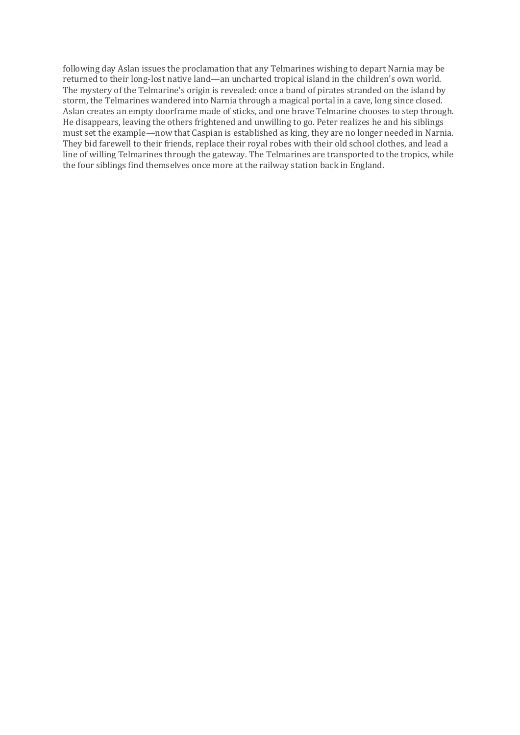following day Aslan issues the proclamation that any Telmarines wishing to depart Narnia may be returned to their long-lost native land—an uncharted tropical island in the children's own world. The mystery of the Telmarine's origin is revealed: once a band of pirates stranded on the island by storm, the Telmarines wandered into Narnia through a magical portal in a cave, long since closed. Aslan creates an empty doorframe made of sticks, and one brave Telmarine chooses to step through. He disappears, leaving the others frightened and unwilling to go. Peter realizes he and his siblings must set the example—now that Caspian is established as king, they are no longer needed in Narnia. They bid farewell to their friends, replace their royal robes with their old school clothes, and lead a line of willing Telmarines through the gateway. The Telmarines are transported to the tropics, while the four siblings find themselves once more at the railway station back in England.